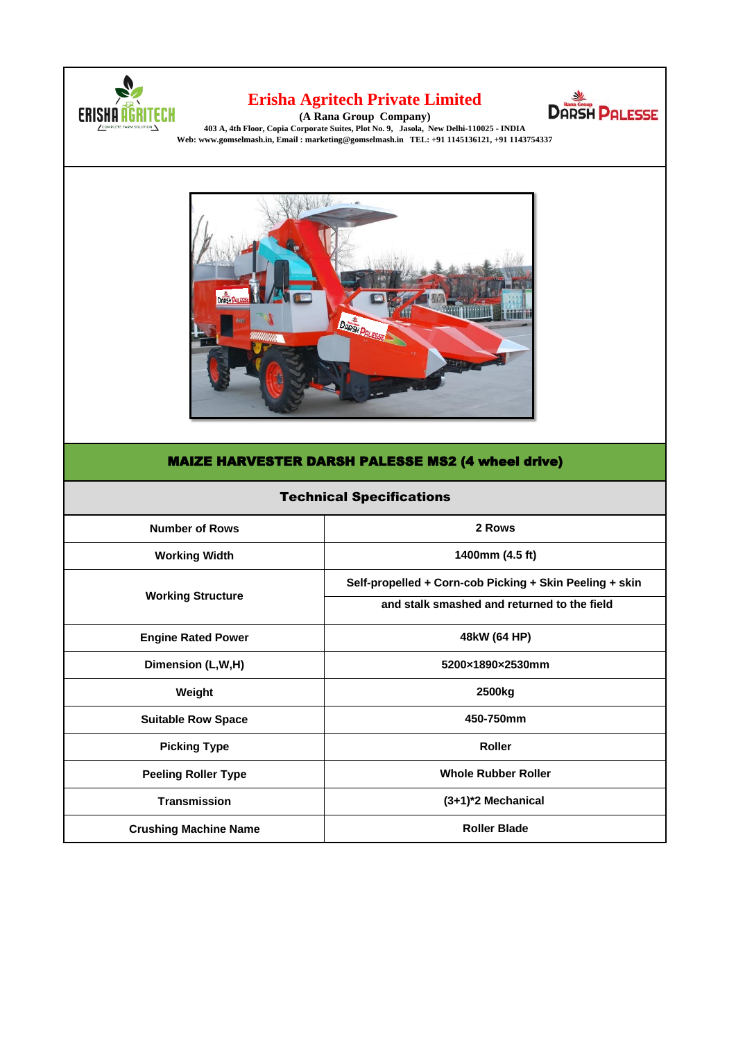# Erisha Agritech Private Limited

**(A Rana Group Company)**

403 A, 4th Floor, Copia Corporate Suites, Plot No. 9, Jasola, New Delhi-110025 - INDIA

Web: www.gomselmash.in, Email : marketing@gomselmash.in TEL: +91 1145136121, +91 1143754337

## MAIZE HARVESTER DARSH PALESSE MS2 (4 wheel drive)

### Technical Specifications

| Parameter | Value |
|---|---|
| Number of Rows | 2 Rows |
| Working Width | 1400mm (4.5 ft) |
| Working Structure | Self-propelled + Corn-cob Picking + Skin Peeling + skin and stalk smashed and returned to the field |
| Engine Rated Power | 48kW (64 HP) |
| Dimension (L,W,H) | 5200×1890×2530mm |
| Weight | 2500kg |
| Suitable Row Space | 450-750mm |
| Picking Type | Roller |
| Peeling Roller Type | Whole Rubber Roller |
| Transmission | (3+1)*2 Mechanical |
| Crushing Machine Name | Roller Blade |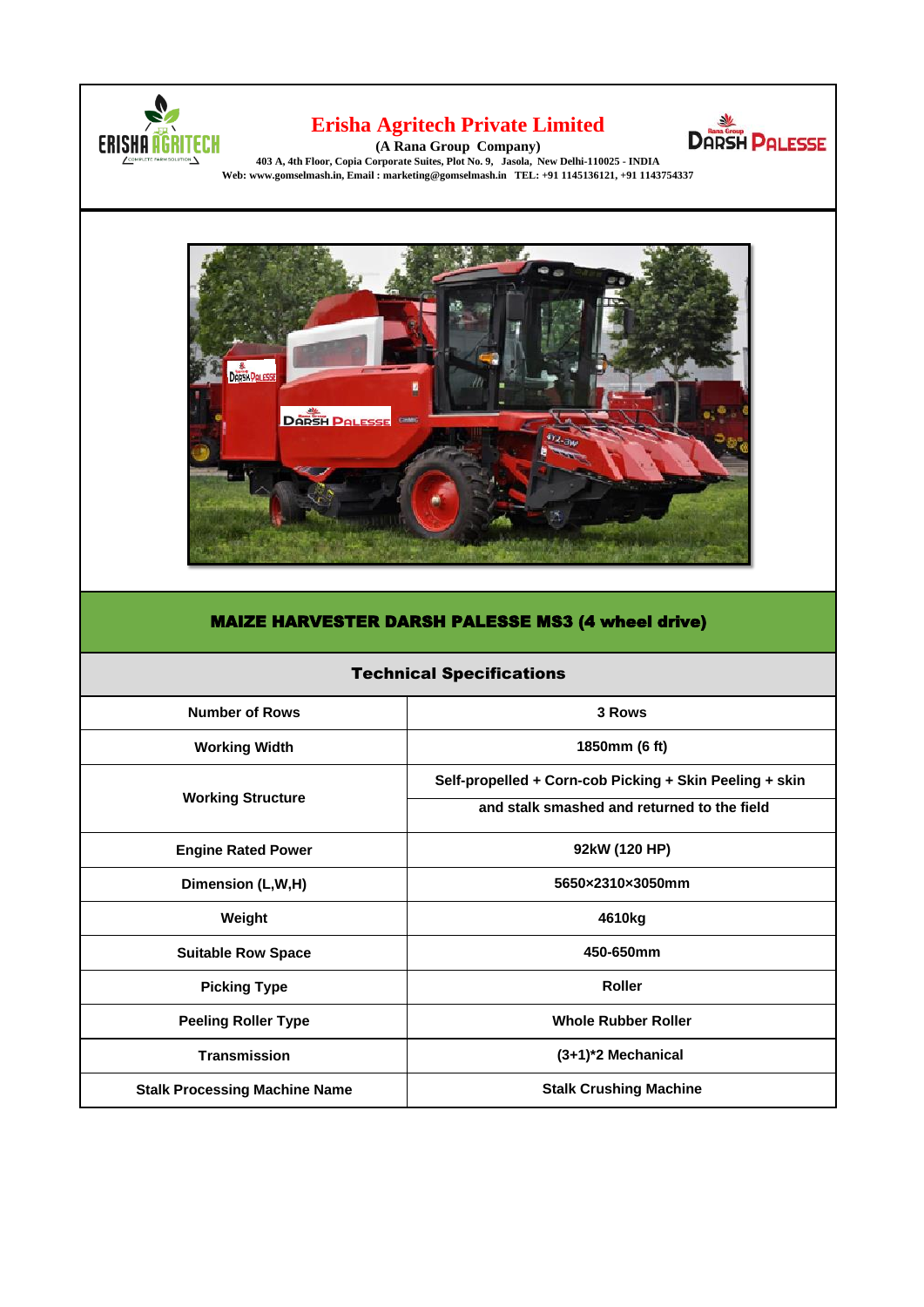# Erisha Agritech Private Limited

**(A Rana Group Company)**

403 A, 4th Floor, Copia Corporate Suites, Plot No. 9, Jasola, New Delhi-110025 - INDIA

Web: www.gomselmash.in, Email : marketing@gomselmash.in TEL: +91 1145136121, +91 1143754337

## MAIZE HARVESTER DARSH PALESSE MS3 (4 wheel drive)

### Technical Specifications

| | |
|---|---|
| Number of Rows | 3 Rows |
| Working Width | 1850mm (6 ft) |
| Working Structure | Self-propelled + Corn-cob Picking + Skin Peeling + skin and stalk smashed and returned to the field |
| Engine Rated Power | 92kW (120 HP) |
| Dimension (L,W,H) | 5650×2310×3050mm |
| Weight | 4610kg |
| Suitable Row Space | 450-650mm |
| Picking Type | Roller |
| Peeling Roller Type | Whole Rubber Roller |
| Transmission | (3+1)*2 Mechanical |
| Stalk Processing Machine Name | Stalk Crushing Machine |